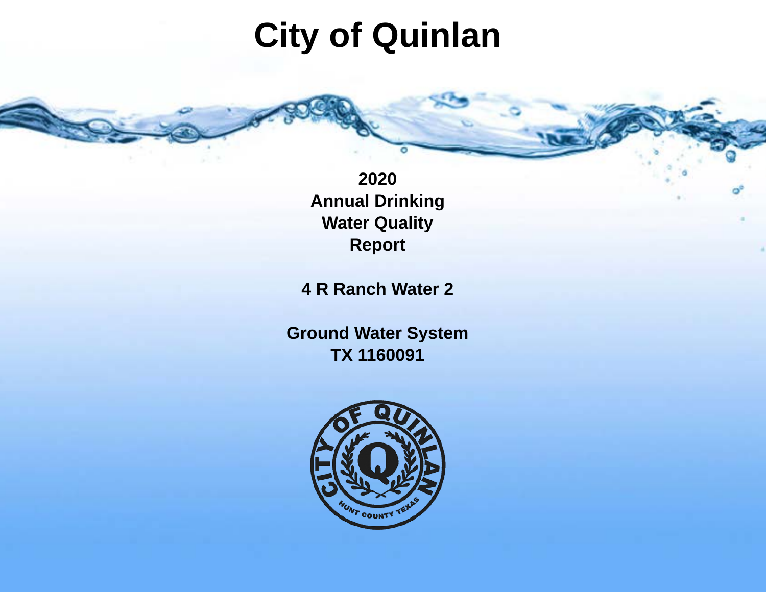# City of Quinlan

**2020**
**Annual Drinking Water Quality Report**

**4 R Ranch Water 2**

**Ground Water System**
**TX 1160091**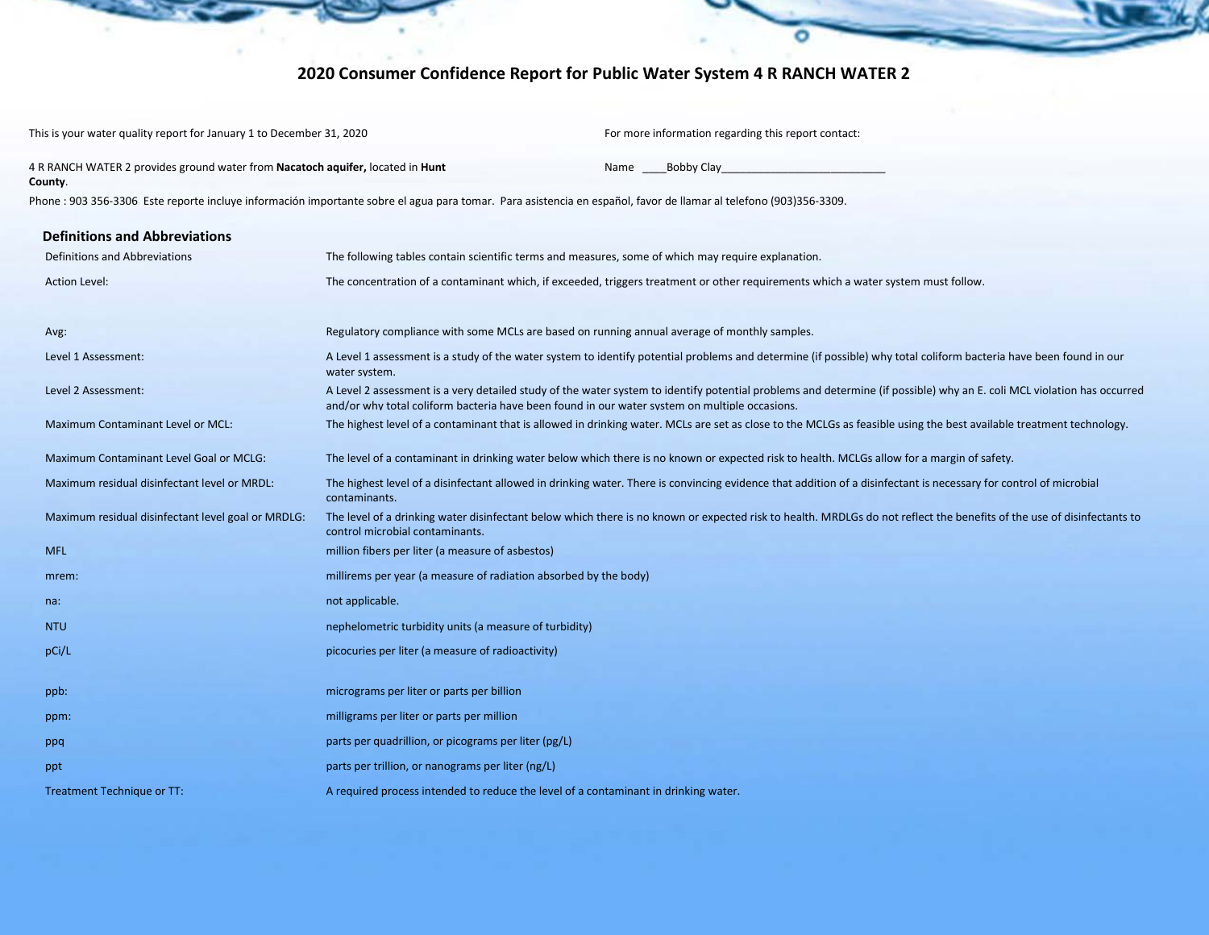# 2020 Consumer Confidence Report for Public Water System 4 R RANCH WATER 2

This is your water quality report for January 1 to December 31, 2020

For more information regarding this report contact:

4 R RANCH WATER 2 provides ground water from **Nacatoch aquifer,** located in **Hunt County**.

Name ____Bobby Clay___________________________

Phone : 903 356-3306 Este reporte incluye información importante sobre el agua para tomar. Para asistencia en español, favor de llamar al telefono (903)356-3309.

## Definitions and Abbreviations

| | |
|---|---|
| Definitions and Abbreviations | The following tables contain scientific terms and measures, some of which may require explanation. |
| Action Level: | The concentration of a contaminant which, if exceeded, triggers treatment or other requirements which a water system must follow. |
| Avg: | Regulatory compliance with some MCLs are based on running annual average of monthly samples. |
| Level 1 Assessment: | A Level 1 assessment is a study of the water system to identify potential problems and determine (if possible) why total coliform bacteria have been found in our water system. |
| Level 2 Assessment: | A Level 2 assessment is a very detailed study of the water system to identify potential problems and determine (if possible) why an E. coli MCL violation has occurred and/or why total coliform bacteria have been found in our water system on multiple occasions. |
| Maximum Contaminant Level or MCL: | The highest level of a contaminant that is allowed in drinking water. MCLs are set as close to the MCLGs as feasible using the best available treatment technology. |
| Maximum Contaminant Level Goal or MCLG: | The level of a contaminant in drinking water below which there is no known or expected risk to health. MCLGs allow for a margin of safety. |
| Maximum residual disinfectant level or MRDL: | The highest level of a disinfectant allowed in drinking water. There is convincing evidence that addition of a disinfectant is necessary for control of microbial contaminants. |
| Maximum residual disinfectant level goal or MRDLG: | The level of a drinking water disinfectant below which there is no known or expected risk to health. MRDLGs do not reflect the benefits of the use of disinfectants to control microbial contaminants. |
| MFL | million fibers per liter (a measure of asbestos) |
| mrem: | millirems per year (a measure of radiation absorbed by the body) |
| na: | not applicable. |
| NTU | nephelometric turbidity units (a measure of turbidity) |
| pCi/L | picocuries per liter (a measure of radioactivity) |
| ppb: | micrograms per liter or parts per billion |
| ppm: | milligrams per liter or parts per million |
| ppq | parts per quadrillion, or picograms per liter (pg/L) |
| ppt | parts per trillion, or nanograms per liter (ng/L) |
| Treatment Technique or TT: | A required process intended to reduce the level of a contaminant in drinking water. |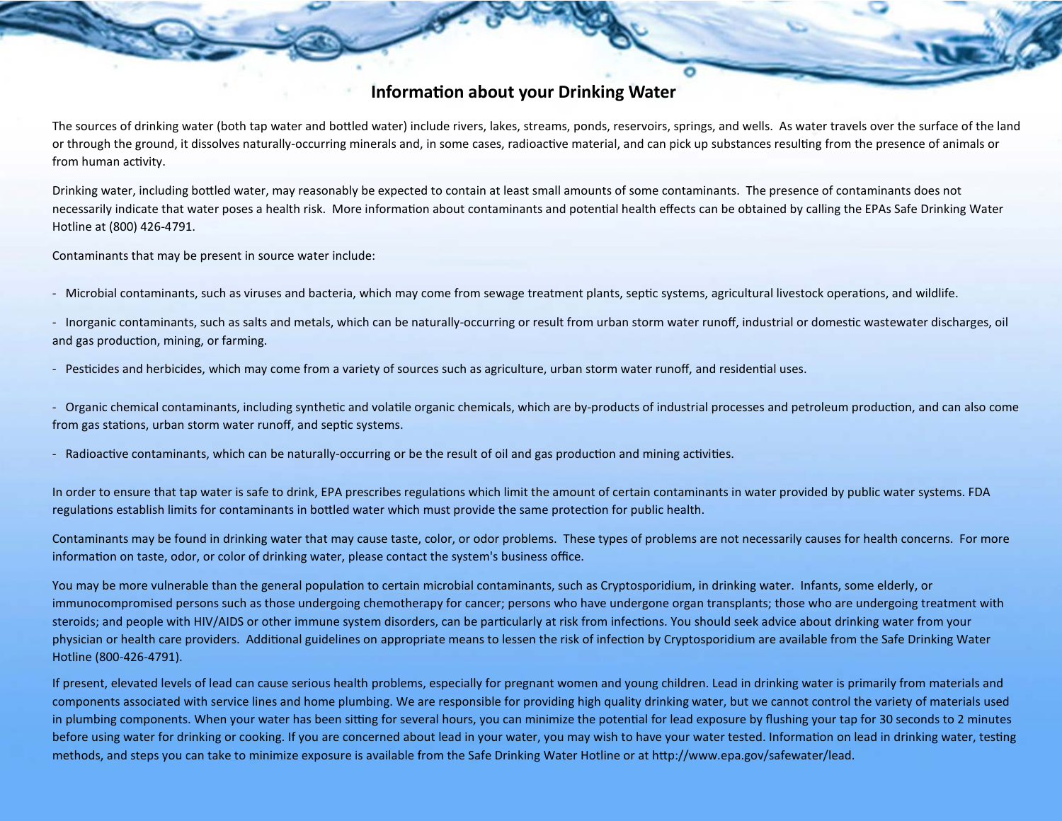## Information about your Drinking Water

The sources of drinking water (both tap water and bottled water) include rivers, lakes, streams, ponds, reservoirs, springs, and wells. As water travels over the surface of the land or through the ground, it dissolves naturally-occurring minerals and, in some cases, radioactive material, and can pick up substances resulting from the presence of animals or from human activity.

Drinking water, including bottled water, may reasonably be expected to contain at least small amounts of some contaminants. The presence of contaminants does not necessarily indicate that water poses a health risk. More information about contaminants and potential health effects can be obtained by calling the EPAs Safe Drinking Water Hotline at (800) 426-4791.

Contaminants that may be present in source water include:

- Microbial contaminants, such as viruses and bacteria, which may come from sewage treatment plants, septic systems, agricultural livestock operations, and wildlife.
- Inorganic contaminants, such as salts and metals, which can be naturally-occurring or result from urban storm water runoff, industrial or domestic wastewater discharges, oil and gas production, mining, or farming.
- Pesticides and herbicides, which may come from a variety of sources such as agriculture, urban storm water runoff, and residential uses.
- Organic chemical contaminants, including synthetic and volatile organic chemicals, which are by-products of industrial processes and petroleum production, and can also come from gas stations, urban storm water runoff, and septic systems.
- Radioactive contaminants, which can be naturally-occurring or be the result of oil and gas production and mining activities.

In order to ensure that tap water is safe to drink, EPA prescribes regulations which limit the amount of certain contaminants in water provided by public water systems. FDA regulations establish limits for contaminants in bottled water which must provide the same protection for public health.

Contaminants may be found in drinking water that may cause taste, color, or odor problems. These types of problems are not necessarily causes for health concerns. For more information on taste, odor, or color of drinking water, please contact the system's business office.

You may be more vulnerable than the general population to certain microbial contaminants, such as Cryptosporidium, in drinking water. Infants, some elderly, or immunocompromised persons such as those undergoing chemotherapy for cancer; persons who have undergone organ transplants; those who are undergoing treatment with steroids; and people with HIV/AIDS or other immune system disorders, can be particularly at risk from infections. You should seek advice about drinking water from your physician or health care providers. Additional guidelines on appropriate means to lessen the risk of infection by Cryptosporidium are available from the Safe Drinking Water Hotline (800-426-4791).

If present, elevated levels of lead can cause serious health problems, especially for pregnant women and young children. Lead in drinking water is primarily from materials and components associated with service lines and home plumbing. We are responsible for providing high quality drinking water, but we cannot control the variety of materials used in plumbing components. When your water has been sitting for several hours, you can minimize the potential for lead exposure by flushing your tap for 30 seconds to 2 minutes before using water for drinking or cooking. If you are concerned about lead in your water, you may wish to have your water tested. Information on lead in drinking water, testing methods, and steps you can take to minimize exposure is available from the Safe Drinking Water Hotline or at http://www.epa.gov/safewater/lead.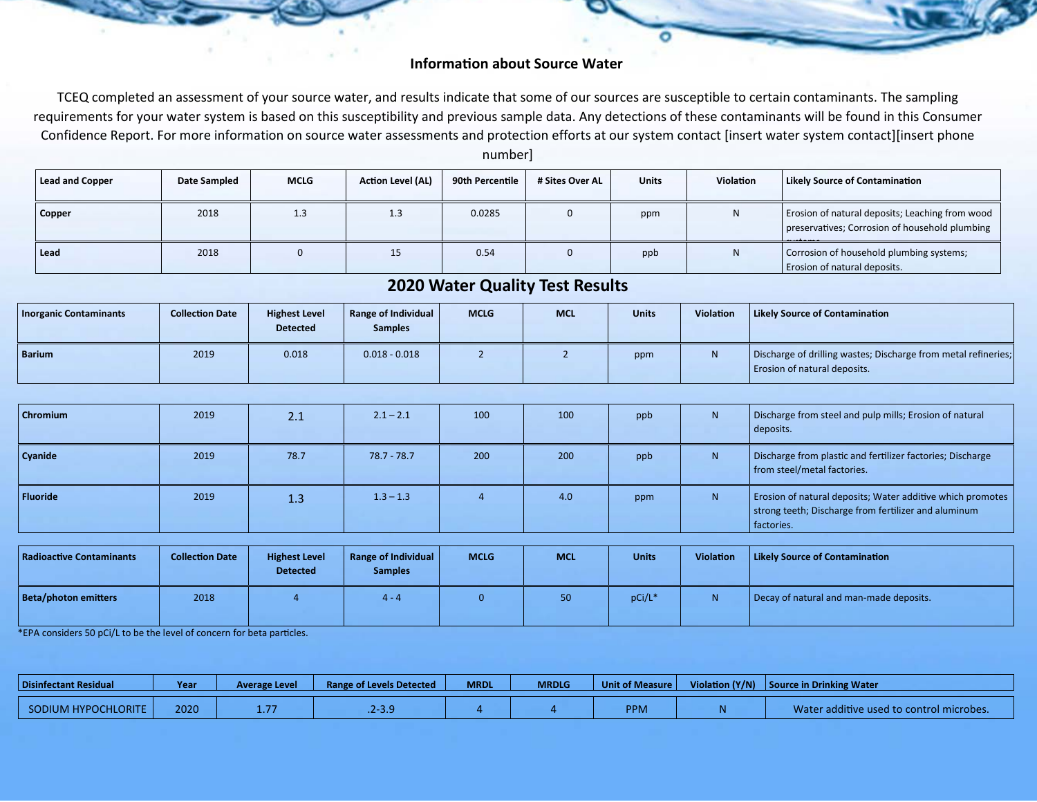### Information about Source Water

TCEQ completed an assessment of your source water, and results indicate that some of our sources are susceptible to certain contaminants. The sampling requirements for your water system is based on this susceptibility and previous sample data. Any detections of these contaminants will be found in this Consumer Confidence Report. For more information on source water assessments and protection efforts at our system contact [insert water system contact][insert phone number]

| Lead and Copper | Date Sampled | MCLG | Action Level (AL) | 90th Percentile | # Sites Over AL | Units | Violation | Likely Source of Contamination |
|---|---|---|---|---|---|---|---|---|
| Copper | 2018 | 1.3 | 1.3 | 0.0285 | 0 | ppm | N | Erosion of natural deposits; Leaching from wood preservatives; Corrosion of household plumbing systems |
| Lead | 2018 | 0 | 15 | 0.54 | 0 | ppb | N | Corrosion of household plumbing systems; Erosion of natural deposits. |

## 2020 Water Quality Test Results

| Inorganic Contaminants | Collection Date | Highest Level Detected | Range of Individual Samples | MCLG | MCL | Units | Violation | Likely Source of Contamination |
|---|---|---|---|---|---|---|---|---|
| Barium | 2019 | 0.018 | 0.018 - 0.018 | 2 | 2 | ppm | N | Discharge of drilling wastes; Discharge from metal refineries; Erosion of natural deposits. |
| Chromium | 2019 | 2.1 | 2.1 – 2.1 | 100 | 100 | ppb | N | Discharge from steel and pulp mills; Erosion of natural deposits. |
| Cyanide | 2019 | 78.7 | 78.7 - 78.7 | 200 | 200 | ppb | N | Discharge from plastic and fertilizer factories; Discharge from steel/metal factories. |
| Fluoride | 2019 | 1.3 | 1.3 – 1.3 | 4 | 4.0 | ppm | N | Erosion of natural deposits; Water additive which promotes strong teeth; Discharge from fertilizer and aluminum factories. |

| Radioactive Contaminants | Collection Date | Highest Level Detected | Range of Individual Samples | MCLG | MCL | Units | Violation | Likely Source of Contamination |
|---|---|---|---|---|---|---|---|---|
| Beta/photon emitters | 2018 | 4 | 4 - 4 | 0 | 50 | pCi/L* | N | Decay of natural and man-made deposits. |

*EPA considers 50 pCi/L to be the level of concern for beta particles.

| Disinfectant Residual | Year | Average Level | Range of Levels Detected | MRDL | MRDLG | Unit of Measure | Violation (Y/N) | Source in Drinking Water |
|---|---|---|---|---|---|---|---|---|
| SODIUM HYPOCHLORITE | 2020 | 1.77 | .2-3.9 | 4 | 4 | PPM | N | Water additive used to control microbes. |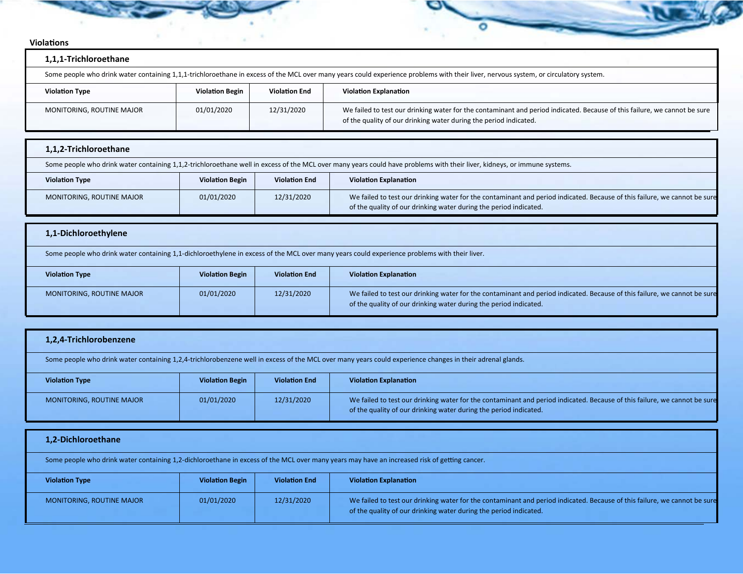## Violations

### 1,1,1-Trichloroethane

Some people who drink water containing 1,1,1-trichloroethane in excess of the MCL over many years could experience problems with their liver, nervous system, or circulatory system.

| Violation Type | Violation Begin | Violation End | Violation Explanation |
|---|---|---|---|
| MONITORING, ROUTINE MAJOR | 01/01/2020 | 12/31/2020 | We failed to test our drinking water for the contaminant and period indicated. Because of this failure, we cannot be sure of the quality of our drinking water during the period indicated. |

### 1,1,2-Trichloroethane

Some people who drink water containing 1,1,2-trichloroethane well in excess of the MCL over many years could have problems with their liver, kidneys, or immune systems.

| Violation Type | Violation Begin | Violation End | Violation Explanation |
|---|---|---|---|
| MONITORING, ROUTINE MAJOR | 01/01/2020 | 12/31/2020 | We failed to test our drinking water for the contaminant and period indicated. Because of this failure, we cannot be sure of the quality of our drinking water during the period indicated. |

### 1,1-Dichloroethylene

Some people who drink water containing 1,1-dichloroethylene in excess of the MCL over many years could experience problems with their liver.

| Violation Type | Violation Begin | Violation End | Violation Explanation |
|---|---|---|---|
| MONITORING, ROUTINE MAJOR | 01/01/2020 | 12/31/2020 | We failed to test our drinking water for the contaminant and period indicated. Because of this failure, we cannot be sure of the quality of our drinking water during the period indicated. |

### 1,2,4-Trichlorobenzene

Some people who drink water containing 1,2,4-trichlorobenzene well in excess of the MCL over many years could experience changes in their adrenal glands.

| Violation Type | Violation Begin | Violation End | Violation Explanation |
|---|---|---|---|
| MONITORING, ROUTINE MAJOR | 01/01/2020 | 12/31/2020 | We failed to test our drinking water for the contaminant and period indicated. Because of this failure, we cannot be sure of the quality of our drinking water during the period indicated. |

### 1,2-Dichloroethane

Some people who drink water containing 1,2-dichloroethane in excess of the MCL over many years may have an increased risk of getting cancer.

| Violation Type | Violation Begin | Violation End | Violation Explanation |
|---|---|---|---|
| MONITORING, ROUTINE MAJOR | 01/01/2020 | 12/31/2020 | We failed to test our drinking water for the contaminant and period indicated. Because of this failure, we cannot be sure of the quality of our drinking water during the period indicated. |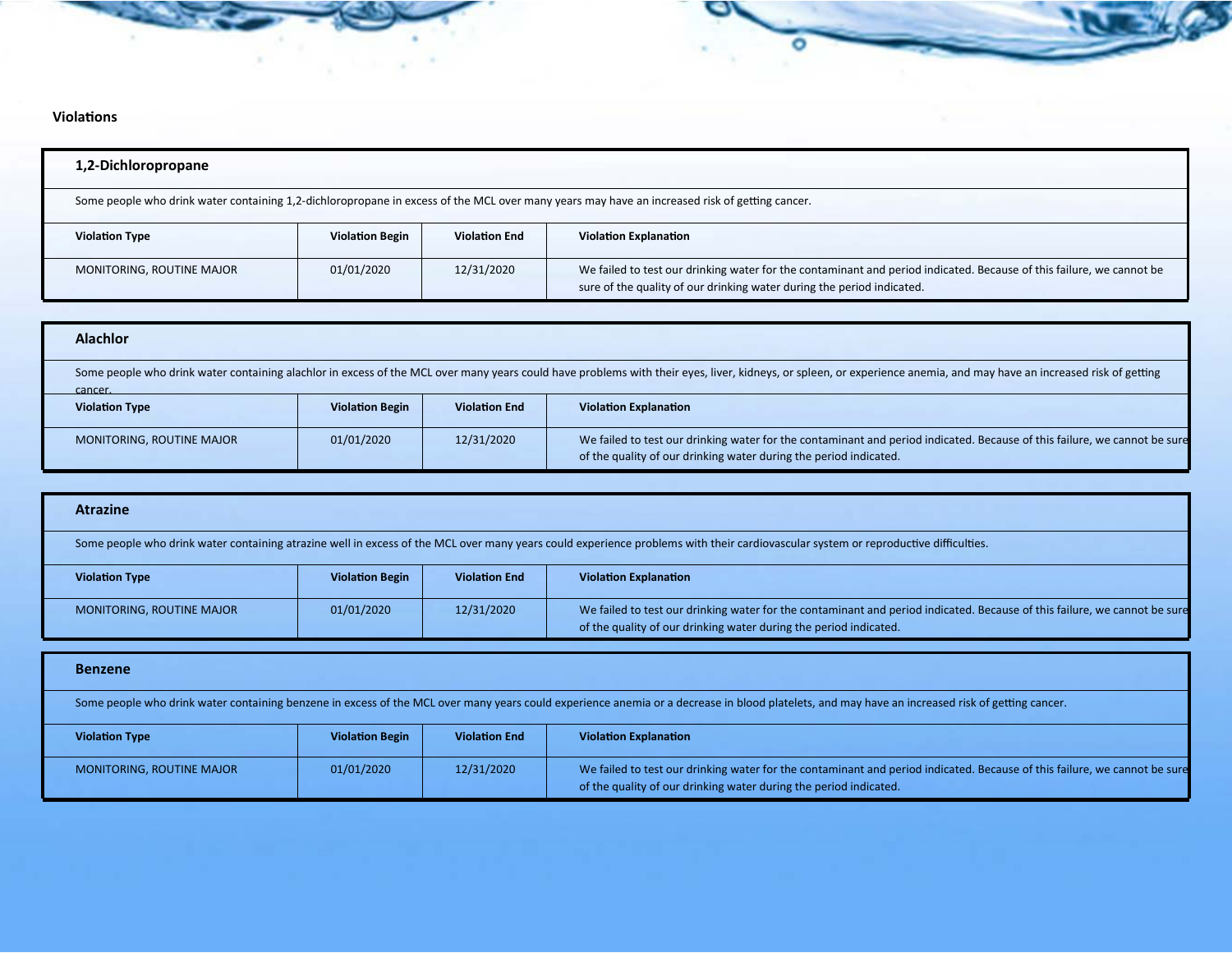## Violations

### 1,2-Dichloropropane

Some people who drink water containing 1,2-dichloropropane in excess of the MCL over many years may have an increased risk of getting cancer.

| Violation Type | Violation Begin | Violation End | Violation Explanation |
|---|---|---|---|
| MONITORING, ROUTINE MAJOR | 01/01/2020 | 12/31/2020 | We failed to test our drinking water for the contaminant and period indicated. Because of this failure, we cannot be sure of the quality of our drinking water during the period indicated. |

### Alachlor

Some people who drink water containing alachlor in excess of the MCL over many years could have problems with their eyes, liver, kidneys, or spleen, or experience anemia, and may have an increased risk of getting cancer.

| Violation Type | Violation Begin | Violation End | Violation Explanation |
|---|---|---|---|
| MONITORING, ROUTINE MAJOR | 01/01/2020 | 12/31/2020 | We failed to test our drinking water for the contaminant and period indicated. Because of this failure, we cannot be sure of the quality of our drinking water during the period indicated. |

### Atrazine

Some people who drink water containing atrazine well in excess of the MCL over many years could experience problems with their cardiovascular system or reproductive difficulties.

| Violation Type | Violation Begin | Violation End | Violation Explanation |
|---|---|---|---|
| MONITORING, ROUTINE MAJOR | 01/01/2020 | 12/31/2020 | We failed to test our drinking water for the contaminant and period indicated. Because of this failure, we cannot be sure of the quality of our drinking water during the period indicated. |

### Benzene

Some people who drink water containing benzene in excess of the MCL over many years could experience anemia or a decrease in blood platelets, and may have an increased risk of getting cancer.

| Violation Type | Violation Begin | Violation End | Violation Explanation |
|---|---|---|---|
| MONITORING, ROUTINE MAJOR | 01/01/2020 | 12/31/2020 | We failed to test our drinking water for the contaminant and period indicated. Because of this failure, we cannot be sure of the quality of our drinking water during the period indicated. |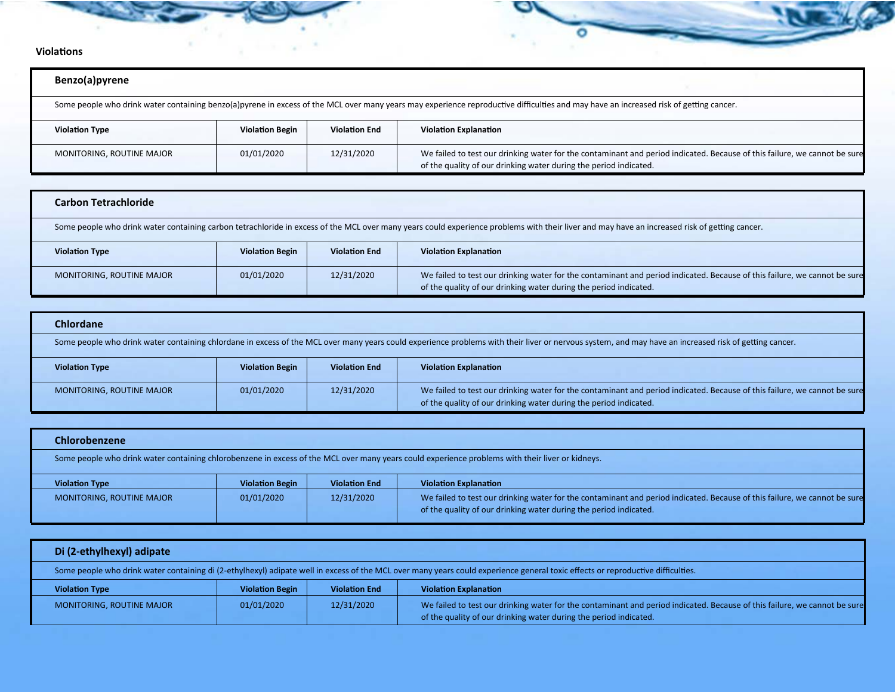## Violations

### Benzo(a)pyrene

Some people who drink water containing benzo(a)pyrene in excess of the MCL over many years may experience reproductive difficulties and may have an increased risk of getting cancer.

| Violation Type | Violation Begin | Violation End | Violation Explanation |
| --- | --- | --- | --- |
| MONITORING, ROUTINE MAJOR | 01/01/2020 | 12/31/2020 | We failed to test our drinking water for the contaminant and period indicated. Because of this failure, we cannot be sure of the quality of our drinking water during the period indicated. |

### Carbon Tetrachloride

Some people who drink water containing carbon tetrachloride in excess of the MCL over many years could experience problems with their liver and may have an increased risk of getting cancer.

| Violation Type | Violation Begin | Violation End | Violation Explanation |
| --- | --- | --- | --- |
| MONITORING, ROUTINE MAJOR | 01/01/2020 | 12/31/2020 | We failed to test our drinking water for the contaminant and period indicated. Because of this failure, we cannot be sure of the quality of our drinking water during the period indicated. |

### Chlordane

Some people who drink water containing chlordane in excess of the MCL over many years could experience problems with their liver or nervous system, and may have an increased risk of getting cancer.

| Violation Type | Violation Begin | Violation End | Violation Explanation |
| --- | --- | --- | --- |
| MONITORING, ROUTINE MAJOR | 01/01/2020 | 12/31/2020 | We failed to test our drinking water for the contaminant and period indicated. Because of this failure, we cannot be sure of the quality of our drinking water during the period indicated. |

### Chlorobenzene

Some people who drink water containing chlorobenzene in excess of the MCL over many years could experience problems with their liver or kidneys.

| Violation Type | Violation Begin | Violation End | Violation Explanation |
| --- | --- | --- | --- |
| MONITORING, ROUTINE MAJOR | 01/01/2020 | 12/31/2020 | We failed to test our drinking water for the contaminant and period indicated. Because of this failure, we cannot be sure of the quality of our drinking water during the period indicated. |

### Di (2-ethylhexyl) adipate

Some people who drink water containing di (2-ethylhexyl) adipate well in excess of the MCL over many years could experience general toxic effects or reproductive difficulties.

| Violation Type | Violation Begin | Violation End | Violation Explanation |
| --- | --- | --- | --- |
| MONITORING, ROUTINE MAJOR | 01/01/2020 | 12/31/2020 | We failed to test our drinking water for the contaminant and period indicated. Because of this failure, we cannot be sure of the quality of our drinking water during the period indicated. |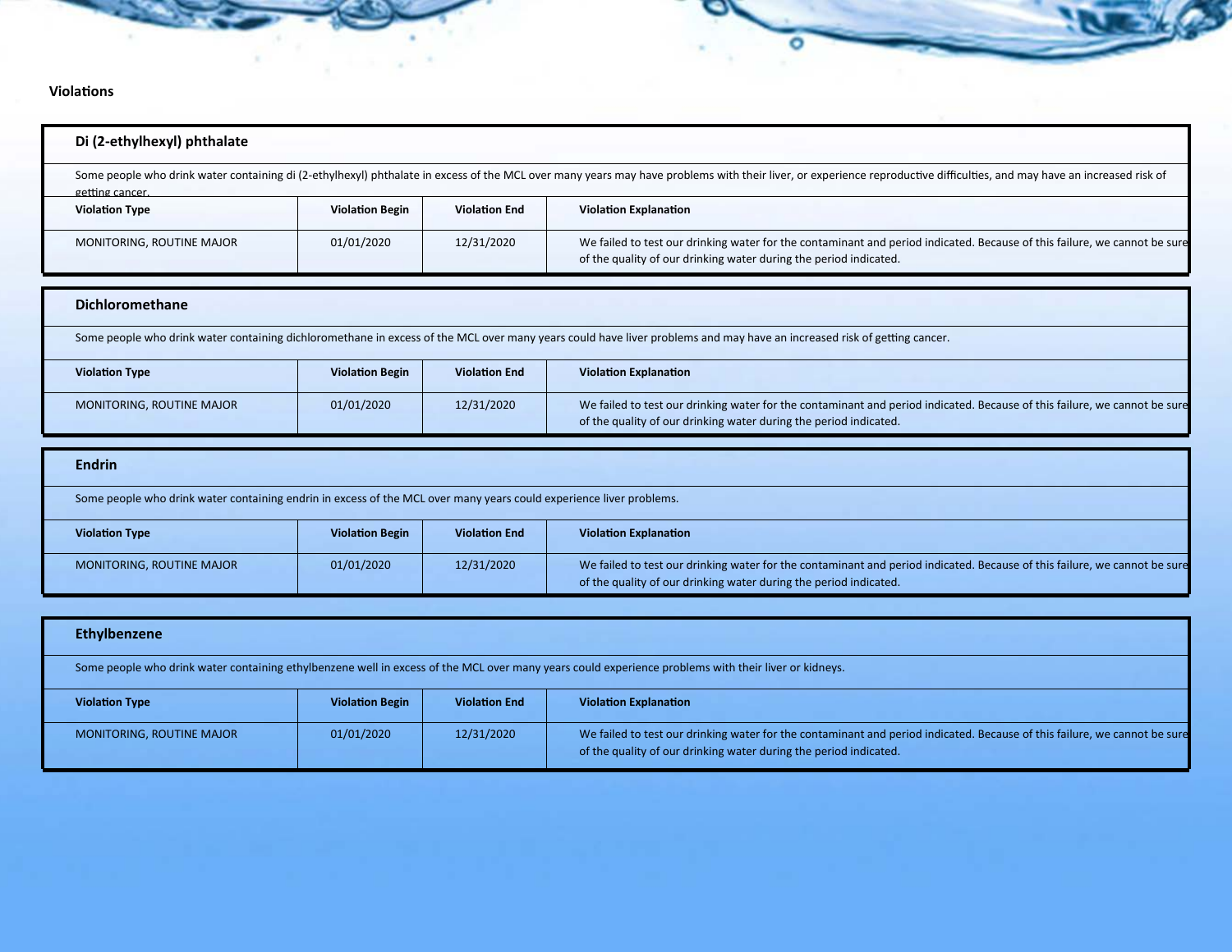### Violations

#### Di (2-ethylhexyl) phthalate

Some people who drink water containing di (2-ethylhexyl) phthalate in excess of the MCL over many years may have problems with their liver, or experience reproductive difficulties, and may have an increased risk of getting cancer.

| Violation Type | Violation Begin | Violation End | Violation Explanation |
|---|---|---|---|
| MONITORING, ROUTINE MAJOR | 01/01/2020 | 12/31/2020 | We failed to test our drinking water for the contaminant and period indicated. Because of this failure, we cannot be sure of the quality of our drinking water during the period indicated. |

#### Dichloromethane

Some people who drink water containing dichloromethane in excess of the MCL over many years could have liver problems and may have an increased risk of getting cancer.

| Violation Type | Violation Begin | Violation End | Violation Explanation |
|---|---|---|---|
| MONITORING, ROUTINE MAJOR | 01/01/2020 | 12/31/2020 | We failed to test our drinking water for the contaminant and period indicated. Because of this failure, we cannot be sure of the quality of our drinking water during the period indicated. |

#### Endrin

Some people who drink water containing endrin in excess of the MCL over many years could experience liver problems.

| Violation Type | Violation Begin | Violation End | Violation Explanation |
|---|---|---|---|
| MONITORING, ROUTINE MAJOR | 01/01/2020 | 12/31/2020 | We failed to test our drinking water for the contaminant and period indicated. Because of this failure, we cannot be sure of the quality of our drinking water during the period indicated. |

#### Ethylbenzene

Some people who drink water containing ethylbenzene well in excess of the MCL over many years could experience problems with their liver or kidneys.

| Violation Type | Violation Begin | Violation End | Violation Explanation |
|---|---|---|---|
| MONITORING, ROUTINE MAJOR | 01/01/2020 | 12/31/2020 | We failed to test our drinking water for the contaminant and period indicated. Because of this failure, we cannot be sure of the quality of our drinking water during the period indicated. |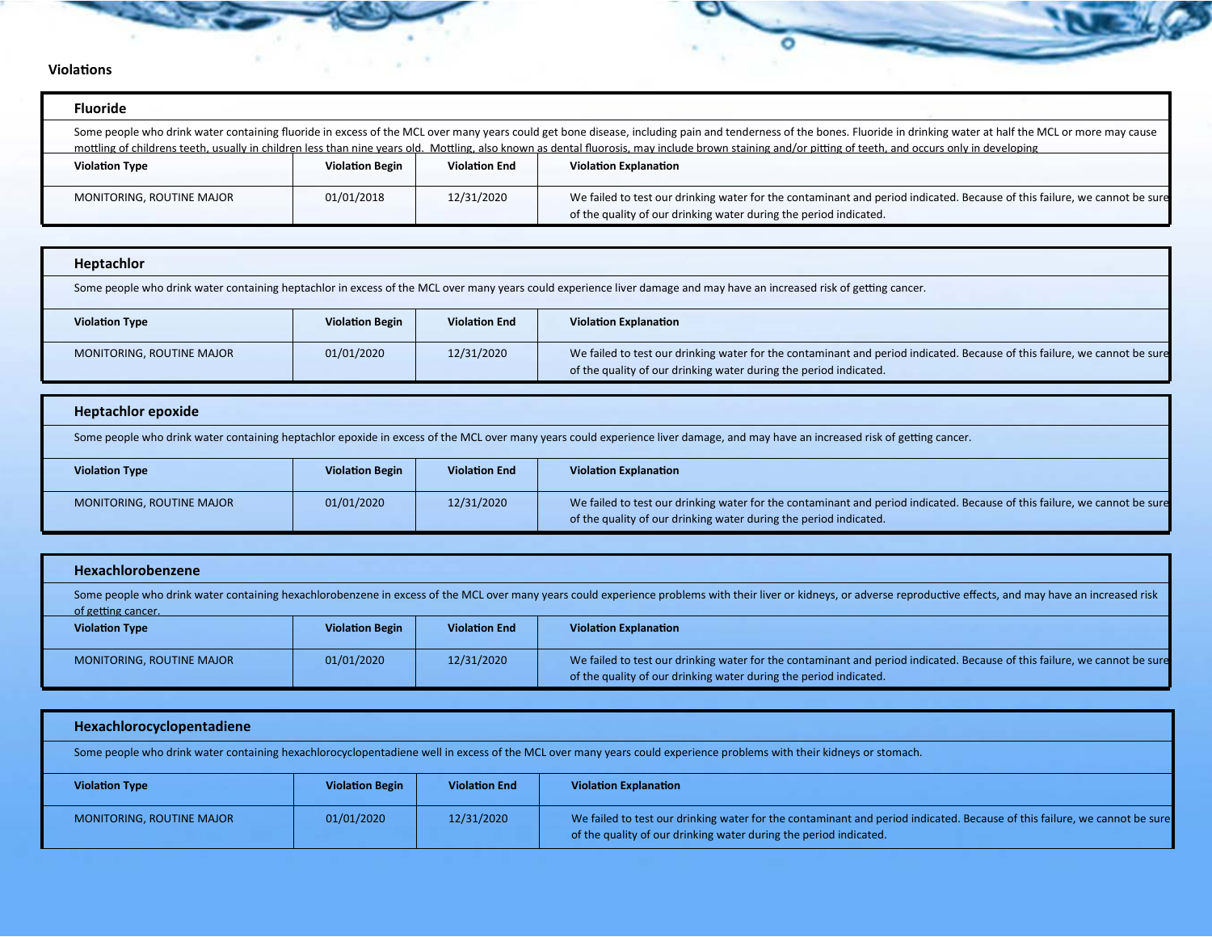## Violations

### Fluoride

Some people who drink water containing fluoride in excess of the MCL over many years could get bone disease, including pain and tenderness of the bones. Fluoride in drinking water at half the MCL or more may cause mottling of childrens teeth, usually in children less than nine years old. Mottling, also known as dental fluorosis, may include brown staining and/or pitting of teeth, and occurs only in developing

| Violation Type | Violation Begin | Violation End | Violation Explanation |
| --- | --- | --- | --- |
| MONITORING, ROUTINE MAJOR | 01/01/2018 | 12/31/2020 | We failed to test our drinking water for the contaminant and period indicated. Because of this failure, we cannot be sure of the quality of our drinking water during the period indicated. |

### Heptachlor

Some people who drink water containing heptachlor in excess of the MCL over many years could experience liver damage and may have an increased risk of getting cancer.

| Violation Type | Violation Begin | Violation End | Violation Explanation |
| --- | --- | --- | --- |
| MONITORING, ROUTINE MAJOR | 01/01/2020 | 12/31/2020 | We failed to test our drinking water for the contaminant and period indicated. Because of this failure, we cannot be sure of the quality of our drinking water during the period indicated. |

### Heptachlor epoxide

Some people who drink water containing heptachlor epoxide in excess of the MCL over many years could experience liver damage, and may have an increased risk of getting cancer.

| Violation Type | Violation Begin | Violation End | Violation Explanation |
| --- | --- | --- | --- |
| MONITORING, ROUTINE MAJOR | 01/01/2020 | 12/31/2020 | We failed to test our drinking water for the contaminant and period indicated. Because of this failure, we cannot be sure of the quality of our drinking water during the period indicated. |

### Hexachlorobenzene

Some people who drink water containing hexachlorobenzene in excess of the MCL over many years could experience problems with their liver or kidneys, or adverse reproductive effects, and may have an increased risk of getting cancer.

| Violation Type | Violation Begin | Violation End | Violation Explanation |
| --- | --- | --- | --- |
| MONITORING, ROUTINE MAJOR | 01/01/2020 | 12/31/2020 | We failed to test our drinking water for the contaminant and period indicated. Because of this failure, we cannot be sure of the quality of our drinking water during the period indicated. |

### Hexachlorocyclopentadiene

Some people who drink water containing hexachlorocyclopentadiene well in excess of the MCL over many years could experience problems with their kidneys or stomach.

| Violation Type | Violation Begin | Violation End | Violation Explanation |
| --- | --- | --- | --- |
| MONITORING, ROUTINE MAJOR | 01/01/2020 | 12/31/2020 | We failed to test our drinking water for the contaminant and period indicated. Because of this failure, we cannot be sure of the quality of our drinking water during the period indicated. |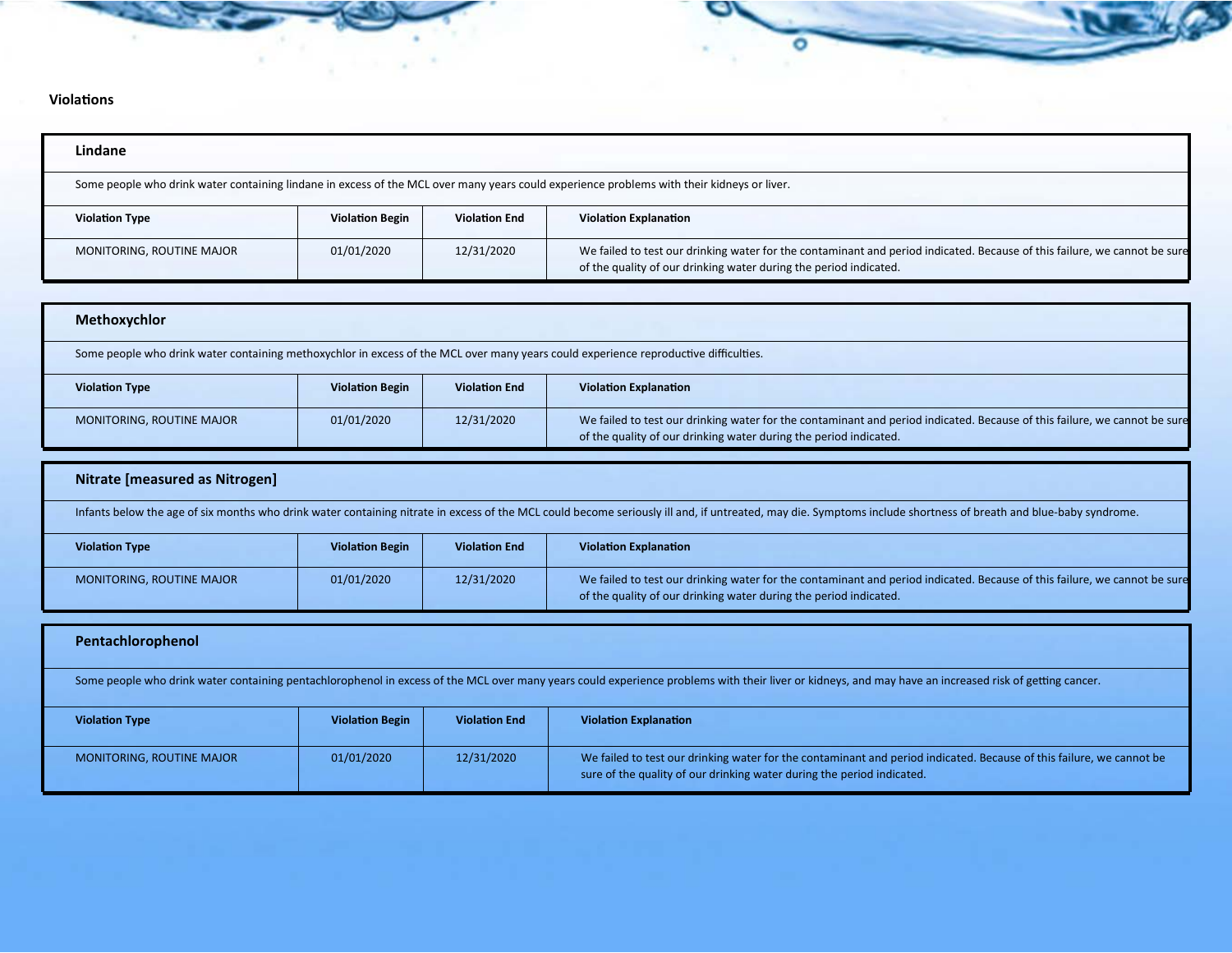## Violations

### Lindane

Some people who drink water containing lindane in excess of the MCL over many years could experience problems with their kidneys or liver.

| Violation Type | Violation Begin | Violation End | Violation Explanation |
|---|---|---|---|
| MONITORING, ROUTINE MAJOR | 01/01/2020 | 12/31/2020 | We failed to test our drinking water for the contaminant and period indicated. Because of this failure, we cannot be sure of the quality of our drinking water during the period indicated. |

### Methoxychlor

Some people who drink water containing methoxychlor in excess of the MCL over many years could experience reproductive difficulties.

| Violation Type | Violation Begin | Violation End | Violation Explanation |
|---|---|---|---|
| MONITORING, ROUTINE MAJOR | 01/01/2020 | 12/31/2020 | We failed to test our drinking water for the contaminant and period indicated. Because of this failure, we cannot be sure of the quality of our drinking water during the period indicated. |

### Nitrate [measured as Nitrogen]

Infants below the age of six months who drink water containing nitrate in excess of the MCL could become seriously ill and, if untreated, may die. Symptoms include shortness of breath and blue-baby syndrome.

| Violation Type | Violation Begin | Violation End | Violation Explanation |
|---|---|---|---|
| MONITORING, ROUTINE MAJOR | 01/01/2020 | 12/31/2020 | We failed to test our drinking water for the contaminant and period indicated. Because of this failure, we cannot be sure of the quality of our drinking water during the period indicated. |

### Pentachlorophenol

Some people who drink water containing pentachlorophenol in excess of the MCL over many years could experience problems with their liver or kidneys, and may have an increased risk of getting cancer.

| Violation Type | Violation Begin | Violation End | Violation Explanation |
|---|---|---|---|
| MONITORING, ROUTINE MAJOR | 01/01/2020 | 12/31/2020 | We failed to test our drinking water for the contaminant and period indicated. Because of this failure, we cannot be sure of the quality of our drinking water during the period indicated. |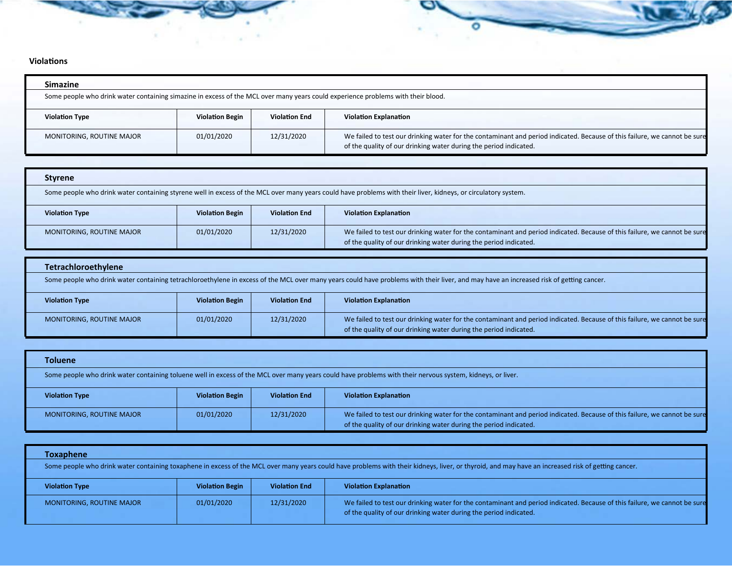## Violations

### Simazine

Some people who drink water containing simazine in excess of the MCL over many years could experience problems with their blood.

| Violation Type | Violation Begin | Violation End | Violation Explanation |
|---|---|---|---|
| MONITORING, ROUTINE MAJOR | 01/01/2020 | 12/31/2020 | We failed to test our drinking water for the contaminant and period indicated. Because of this failure, we cannot be sure of the quality of our drinking water during the period indicated. |

### Styrene

Some people who drink water containing styrene well in excess of the MCL over many years could have problems with their liver, kidneys, or circulatory system.

| Violation Type | Violation Begin | Violation End | Violation Explanation |
|---|---|---|---|
| MONITORING, ROUTINE MAJOR | 01/01/2020 | 12/31/2020 | We failed to test our drinking water for the contaminant and period indicated. Because of this failure, we cannot be sure of the quality of our drinking water during the period indicated. |

### Tetrachloroethylene

Some people who drink water containing tetrachloroethylene in excess of the MCL over many years could have problems with their liver, and may have an increased risk of getting cancer.

| Violation Type | Violation Begin | Violation End | Violation Explanation |
|---|---|---|---|
| MONITORING, ROUTINE MAJOR | 01/01/2020 | 12/31/2020 | We failed to test our drinking water for the contaminant and period indicated. Because of this failure, we cannot be sure of the quality of our drinking water during the period indicated. |

### Toluene

Some people who drink water containing toluene well in excess of the MCL over many years could have problems with their nervous system, kidneys, or liver.

| Violation Type | Violation Begin | Violation End | Violation Explanation |
|---|---|---|---|
| MONITORING, ROUTINE MAJOR | 01/01/2020 | 12/31/2020 | We failed to test our drinking water for the contaminant and period indicated. Because of this failure, we cannot be sure of the quality of our drinking water during the period indicated. |

### Toxaphene

Some people who drink water containing toxaphene in excess of the MCL over many years could have problems with their kidneys, liver, or thyroid, and may have an increased risk of getting cancer.

| Violation Type | Violation Begin | Violation End | Violation Explanation |
|---|---|---|---|
| MONITORING, ROUTINE MAJOR | 01/01/2020 | 12/31/2020 | We failed to test our drinking water for the contaminant and period indicated. Because of this failure, we cannot be sure of the quality of our drinking water during the period indicated. |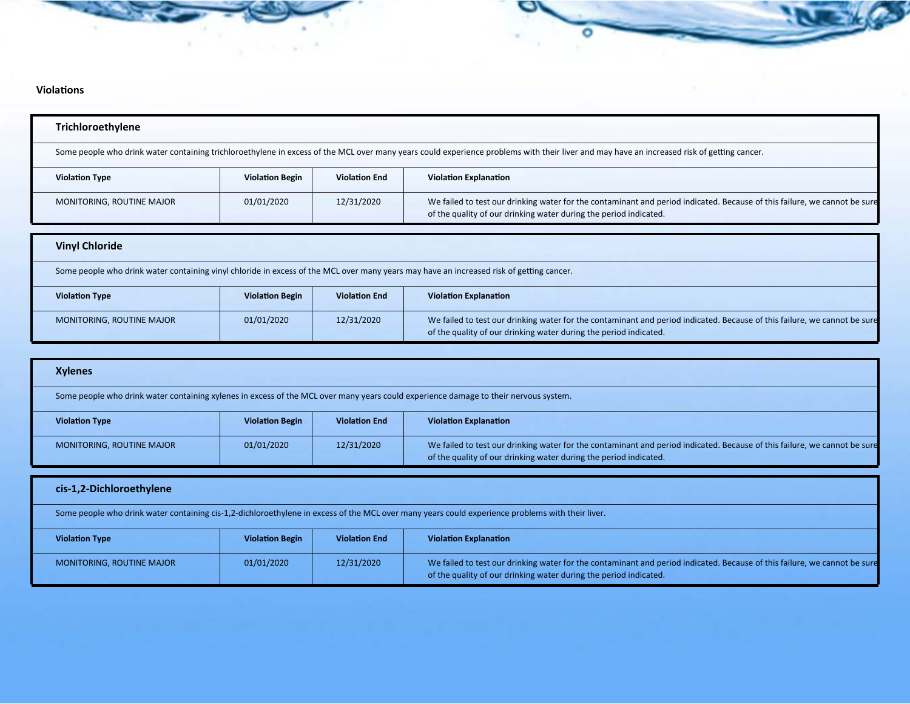## Violations

### Trichloroethylene

Some people who drink water containing trichloroethylene in excess of the MCL over many years could experience problems with their liver and may have an increased risk of getting cancer.

| Violation Type | Violation Begin | Violation End | Violation Explanation |
|---|---|---|---|
| MONITORING, ROUTINE MAJOR | 01/01/2020 | 12/31/2020 | We failed to test our drinking water for the contaminant and period indicated. Because of this failure, we cannot be sure of the quality of our drinking water during the period indicated. |

### Vinyl Chloride

Some people who drink water containing vinyl chloride in excess of the MCL over many years may have an increased risk of getting cancer.

| Violation Type | Violation Begin | Violation End | Violation Explanation |
|---|---|---|---|
| MONITORING, ROUTINE MAJOR | 01/01/2020 | 12/31/2020 | We failed to test our drinking water for the contaminant and period indicated. Because of this failure, we cannot be sure of the quality of our drinking water during the period indicated. |

### Xylenes

Some people who drink water containing xylenes in excess of the MCL over many years could experience damage to their nervous system.

| Violation Type | Violation Begin | Violation End | Violation Explanation |
|---|---|---|---|
| MONITORING, ROUTINE MAJOR | 01/01/2020 | 12/31/2020 | We failed to test our drinking water for the contaminant and period indicated. Because of this failure, we cannot be sure of the quality of our drinking water during the period indicated. |

### cis-1,2-Dichloroethylene

Some people who drink water containing cis-1,2-dichloroethylene in excess of the MCL over many years could experience problems with their liver.

| Violation Type | Violation Begin | Violation End | Violation Explanation |
|---|---|---|---|
| MONITORING, ROUTINE MAJOR | 01/01/2020 | 12/31/2020 | We failed to test our drinking water for the contaminant and period indicated. Because of this failure, we cannot be sure of the quality of our drinking water during the period indicated. |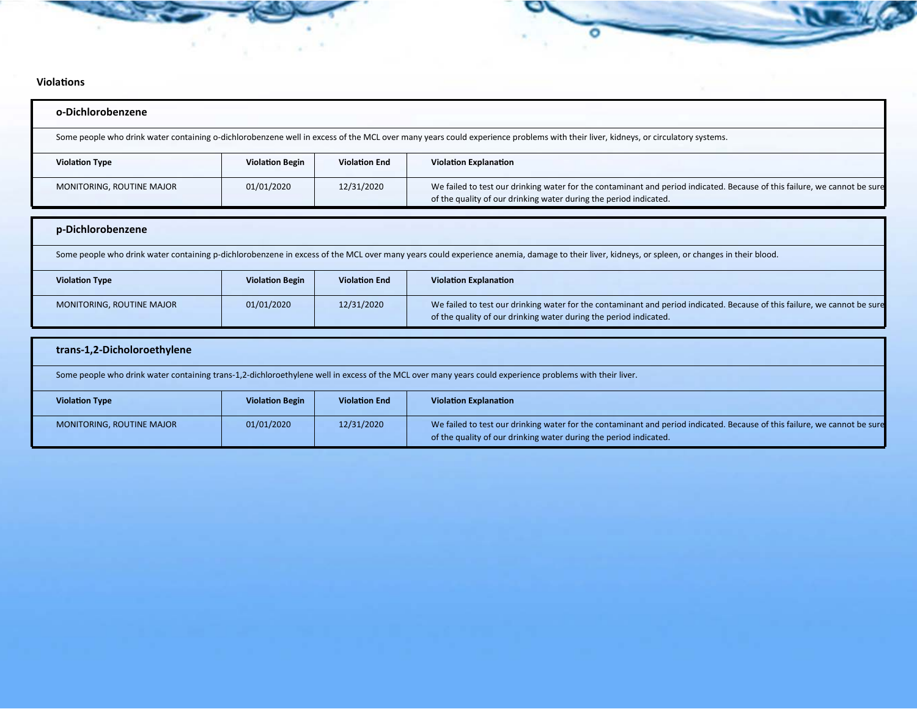## Violations

### o-Dichlorobenzene

Some people who drink water containing o-dichlorobenzene well in excess of the MCL over many years could experience problems with their liver, kidneys, or circulatory systems.

| Violation Type | Violation Begin | Violation End | Violation Explanation |
| --- | --- | --- | --- |
| MONITORING, ROUTINE MAJOR | 01/01/2020 | 12/31/2020 | We failed to test our drinking water for the contaminant and period indicated. Because of this failure, we cannot be sure of the quality of our drinking water during the period indicated. |

### p-Dichlorobenzene

Some people who drink water containing p-dichlorobenzene in excess of the MCL over many years could experience anemia, damage to their liver, kidneys, or spleen, or changes in their blood.

| Violation Type | Violation Begin | Violation End | Violation Explanation |
| --- | --- | --- | --- |
| MONITORING, ROUTINE MAJOR | 01/01/2020 | 12/31/2020 | We failed to test our drinking water for the contaminant and period indicated. Because of this failure, we cannot be sure of the quality of our drinking water during the period indicated. |

### trans-1,2-Dicholoroethylene

Some people who drink water containing trans-1,2-dichloroethylene well in excess of the MCL over many years could experience problems with their liver.

| Violation Type | Violation Begin | Violation End | Violation Explanation |
| --- | --- | --- | --- |
| MONITORING, ROUTINE MAJOR | 01/01/2020 | 12/31/2020 | We failed to test our drinking water for the contaminant and period indicated. Because of this failure, we cannot be sure of the quality of our drinking water during the period indicated. |